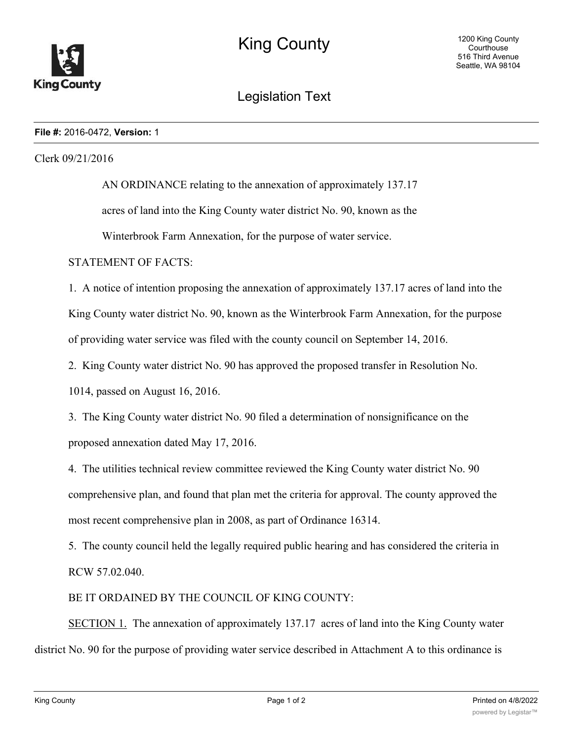# King County

1200 King County Courthouse
516 Third Avenue
Seattle, WA 98104

## Legislation Text

**File #:** 2016-0472, **Version:** 1

Clerk 09/21/2016

AN ORDINANCE relating to the annexation of approximately 137.17 acres of land into the King County water district No. 90, known as the Winterbrook Farm Annexation, for the purpose of water service.

STATEMENT OF FACTS:

1. A notice of intention proposing the annexation of approximately 137.17 acres of land into the King County water district No. 90, known as the Winterbrook Farm Annexation, for the purpose of providing water service was filed with the county council on September 14, 2016.

2. King County water district No. 90 has approved the proposed transfer in Resolution No. 1014, passed on August 16, 2016.

3. The King County water district No. 90 filed a determination of nonsignificance on the proposed annexation dated May 17, 2016.

4. The utilities technical review committee reviewed the King County water district No. 90 comprehensive plan, and found that plan met the criteria for approval. The county approved the most recent comprehensive plan in 2008, as part of Ordinance 16314.

5. The county council held the legally required public hearing and has considered the criteria in RCW 57.02.040.

BE IT ORDAINED BY THE COUNCIL OF KING COUNTY:

SECTION 1. The annexation of approximately 137.17 acres of land into the King County water district No. 90 for the purpose of providing water service described in Attachment A to this ordinance is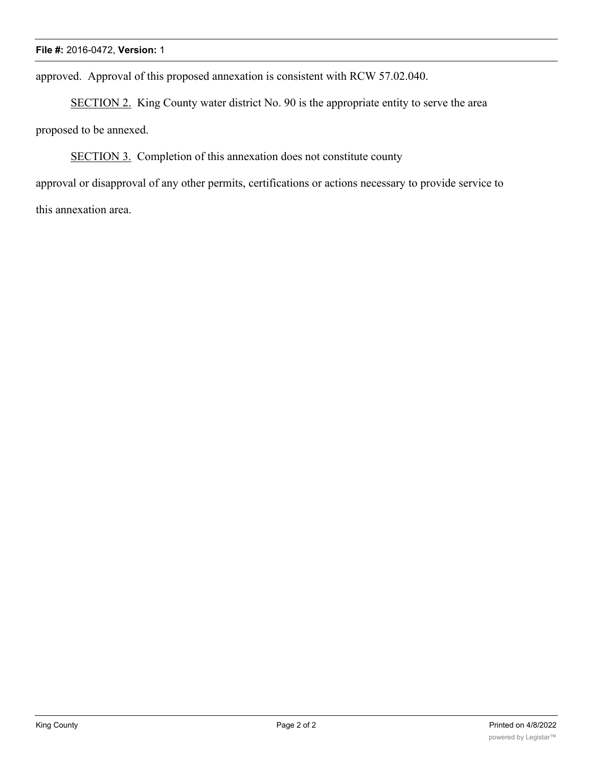approved. Approval of this proposed annexation is consistent with RCW 57.02.040.

SECTION 2. King County water district No. 90 is the appropriate entity to serve the area proposed to be annexed.

SECTION 3. Completion of this annexation does not constitute county approval or disapproval of any other permits, certifications or actions necessary to provide service to this annexation area.